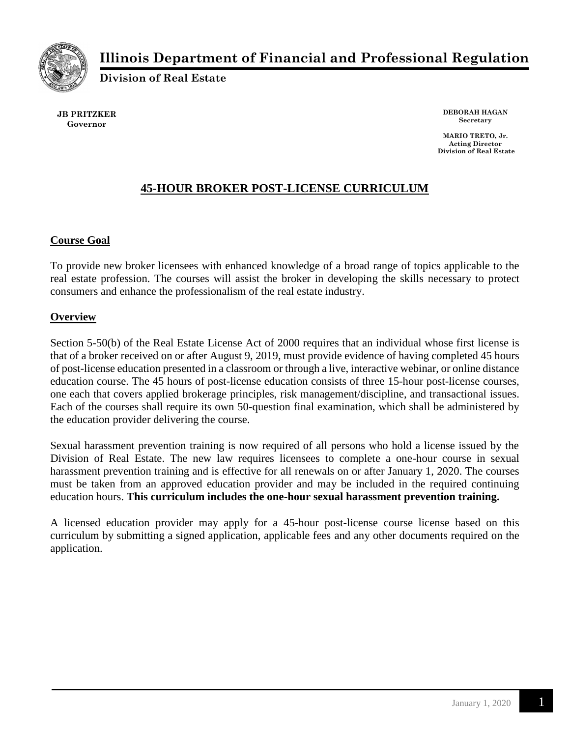# Illinois Department of Financial and Professional Regulation

**Division of Real Estate**

**JB PRITZKER**
**Governor**

**DEBORAH HAGAN**
**Secretary**

**MARIO TRETO, Jr.**
**Acting Director**
**Division of Real Estate**

## 45-HOUR BROKER POST-LICENSE CURRICULUM

### Course Goal

To provide new broker licensees with enhanced knowledge of a broad range of topics applicable to the real estate profession. The courses will assist the broker in developing the skills necessary to protect consumers and enhance the professionalism of the real estate industry.

### Overview

Section 5-50(b) of the Real Estate License Act of 2000 requires that an individual whose first license is that of a broker received on or after August 9, 2019, must provide evidence of having completed 45 hours of post-license education presented in a classroom or through a live, interactive webinar, or online distance education course. The 45 hours of post-license education consists of three 15-hour post-license courses, one each that covers applied brokerage principles, risk management/discipline, and transactional issues. Each of the courses shall require its own 50-question final examination, which shall be administered by the education provider delivering the course.

Sexual harassment prevention training is now required of all persons who hold a license issued by the Division of Real Estate. The new law requires licensees to complete a one-hour course in sexual harassment prevention training and is effective for all renewals on or after January 1, 2020. The courses must be taken from an approved education provider and may be included in the required continuing education hours. **This curriculum includes the one-hour sexual harassment prevention training.**

A licensed education provider may apply for a 45-hour post-license course license based on this curriculum by submitting a signed application, applicable fees and any other documents required on the application.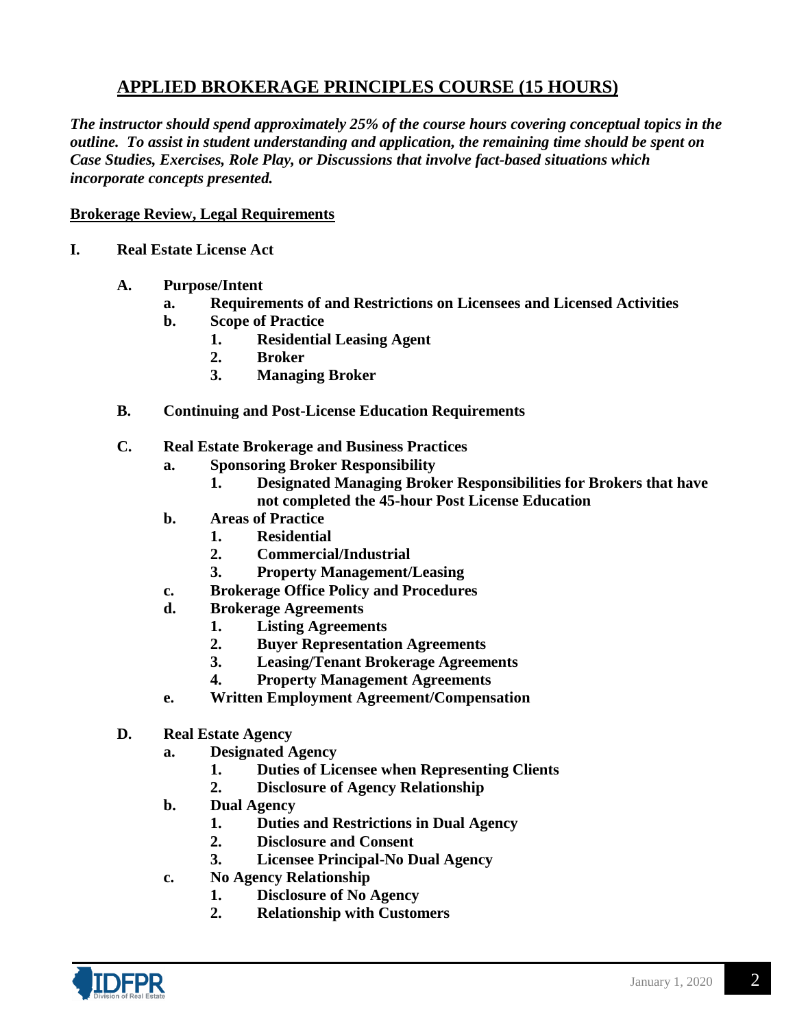## APPLIED BROKERAGE PRINCIPLES COURSE (15 HOURS)

***The instructor should spend approximately 25% of the course hours covering conceptual topics in the outline. To assist in student understanding and application, the remaining time should be spent on Case Studies, Exercises, Role Play, or Discussions that involve fact-based situations which incorporate concepts presented.***

**Brokerage Review, Legal Requirements**

**I. Real Estate License Act**

- **A. Purpose/Intent**
  - **a. Requirements of and Restrictions on Licensees and Licensed Activities**
  - **b. Scope of Practice**
    - **1. Residential Leasing Agent**
    - **2. Broker**
    - **3. Managing Broker**
- **B. Continuing and Post-License Education Requirements**
- **C. Real Estate Brokerage and Business Practices**
  - **a. Sponsoring Broker Responsibility**
    - **1. Designated Managing Broker Responsibilities for Brokers that have not completed the 45-hour Post License Education**
  - **b. Areas of Practice**
    - **1. Residential**
    - **2. Commercial/Industrial**
    - **3. Property Management/Leasing**
  - **c. Brokerage Office Policy and Procedures**
  - **d. Brokerage Agreements**
    - **1. Listing Agreements**
    - **2. Buyer Representation Agreements**
    - **3. Leasing/Tenant Brokerage Agreements**
    - **4. Property Management Agreements**
  - **e. Written Employment Agreement/Compensation**
- **D. Real Estate Agency**
  - **a. Designated Agency**
    - **1. Duties of Licensee when Representing Clients**
    - **2. Disclosure of Agency Relationship**
  - **b. Dual Agency**
    - **1. Duties and Restrictions in Dual Agency**
    - **2. Disclosure and Consent**
    - **3. Licensee Principal-No Dual Agency**
  - **c. No Agency Relationship**
    - **1. Disclosure of No Agency**
    - **2. Relationship with Customers**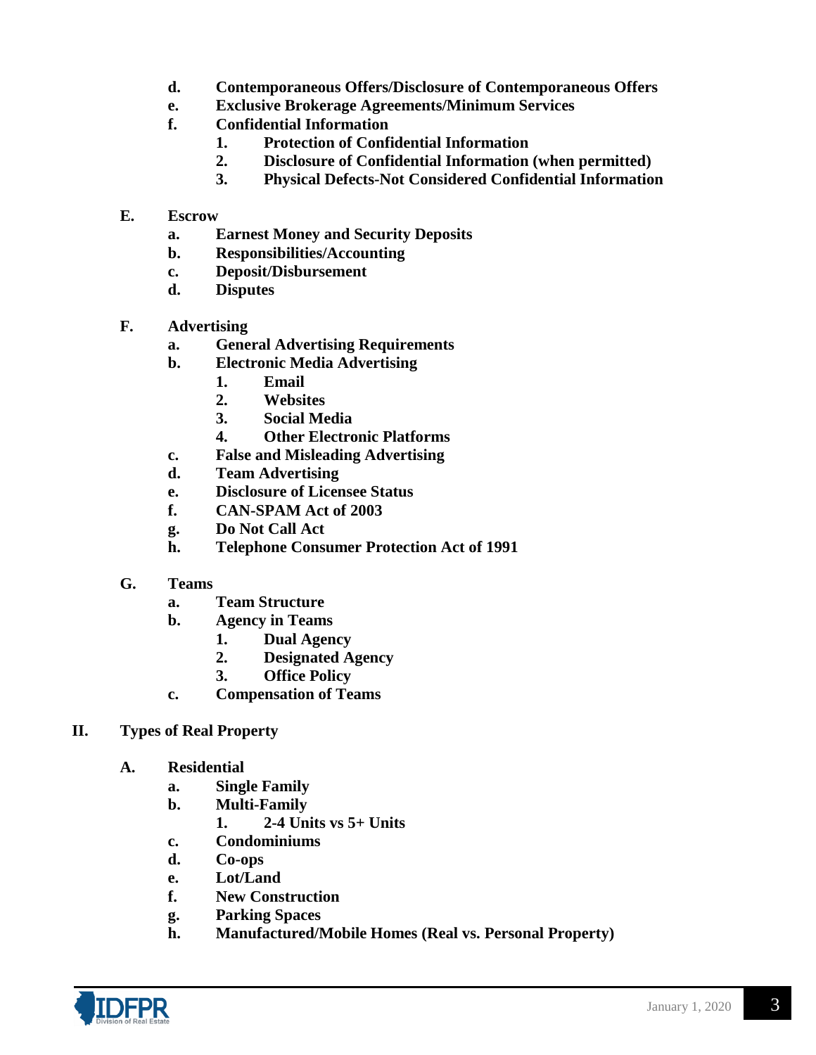- **d.** **Contemporaneous Offers/Disclosure of Contemporaneous Offers**
- **e.** **Exclusive Brokerage Agreements/Minimum Services**
- **f.** **Confidential Information**
  - **1.** **Protection of Confidential Information**
  - **2.** **Disclosure of Confidential Information (when permitted)**
  - **3.** **Physical Defects-Not Considered Confidential Information**

**E.** **Escrow**

- **a.** **Earnest Money and Security Deposits**
- **b.** **Responsibilities/Accounting**
- **c.** **Deposit/Disbursement**
- **d.** **Disputes**

**F.** **Advertising**

- **a.** **General Advertising Requirements**
- **b.** **Electronic Media Advertising**
  - **1.** **Email**
  - **2.** **Websites**
  - **3.** **Social Media**
  - **4.** **Other Electronic Platforms**
- **c.** **False and Misleading Advertising**
- **d.** **Team Advertising**
- **e.** **Disclosure of Licensee Status**
- **f.** **CAN-SPAM Act of 2003**
- **g.** **Do Not Call Act**
- **h.** **Telephone Consumer Protection Act of 1991**

**G.** **Teams**

- **a.** **Team Structure**
- **b.** **Agency in Teams**
  - **1.** **Dual Agency**
  - **2.** **Designated Agency**
  - **3.** **Office Policy**
- **c.** **Compensation of Teams**

**II.** **Types of Real Property**

**A.** **Residential**

- **a.** **Single Family**
- **b.** **Multi-Family**
  - **1.** **2-4 Units vs 5+ Units**
- **c.** **Condominiums**
- **d.** **Co-ops**
- **e.** **Lot/Land**
- **f.** **New Construction**
- **g.** **Parking Spaces**
- **h.** **Manufactured/Mobile Homes (Real vs. Personal Property)**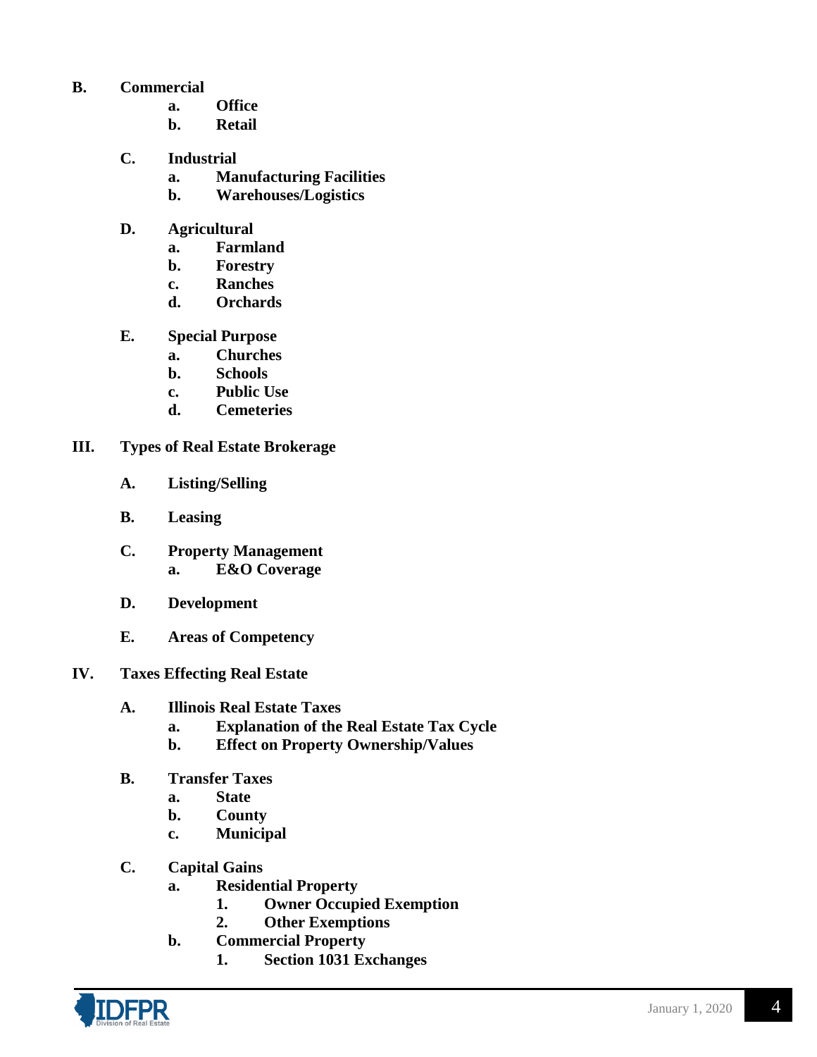**B.** **Commercial**

- **a.** **Office**
- **b.** **Retail**

**C.** **Industrial**

- **a.** **Manufacturing Facilities**
- **b.** **Warehouses/Logistics**

**D.** **Agricultural**

- **a.** **Farmland**
- **b.** **Forestry**
- **c.** **Ranches**
- **d.** **Orchards**

**E.** **Special Purpose**

- **a.** **Churches**
- **b.** **Schools**
- **c.** **Public Use**
- **d.** **Cemeteries**

## III. Types of Real Estate Brokerage

**A.** **Listing/Selling**

**B.** **Leasing**

**C.** **Property Management**

- **a.** **E&O Coverage**

**D.** **Development**

**E.** **Areas of Competency**

## IV. Taxes Effecting Real Estate

**A.** **Illinois Real Estate Taxes**

- **a.** **Explanation of the Real Estate Tax Cycle**
- **b.** **Effect on Property Ownership/Values**

**B.** **Transfer Taxes**

- **a.** **State**
- **b.** **County**
- **c.** **Municipal**

**C.** **Capital Gains**

- **a.** **Residential Property**
  - **1.** **Owner Occupied Exemption**
  - **2.** **Other Exemptions**
- **b.** **Commercial Property**
  - **1.** **Section 1031 Exchanges**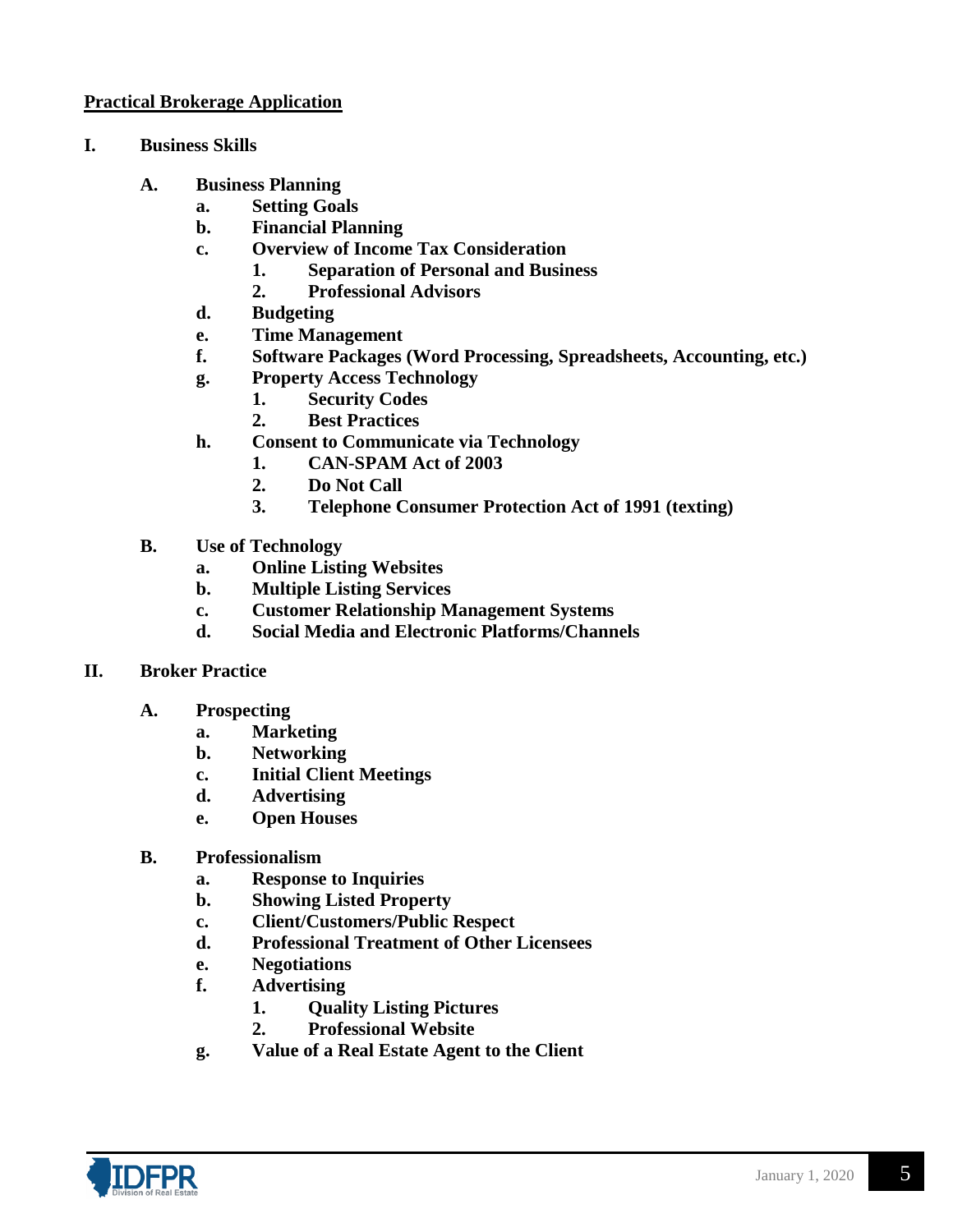**<u>Practical Brokerage Application</u>**

**I. Business Skills**

- **A. Business Planning**
  - **a. Setting Goals**
  - **b. Financial Planning**
  - **c. Overview of Income Tax Consideration**
    - **1. Separation of Personal and Business**
    - **2. Professional Advisors**
  - **d. Budgeting**
  - **e. Time Management**
  - **f. Software Packages (Word Processing, Spreadsheets, Accounting, etc.)**
  - **g. Property Access Technology**
    - **1. Security Codes**
    - **2. Best Practices**
  - **h. Consent to Communicate via Technology**
    - **1. CAN-SPAM Act of 2003**
    - **2. Do Not Call**
    - **3. Telephone Consumer Protection Act of 1991 (texting)**

- **B. Use of Technology**
  - **a. Online Listing Websites**
  - **b. Multiple Listing Services**
  - **c. Customer Relationship Management Systems**
  - **d. Social Media and Electronic Platforms/Channels**

**II. Broker Practice**

- **A. Prospecting**
  - **a. Marketing**
  - **b. Networking**
  - **c. Initial Client Meetings**
  - **d. Advertising**
  - **e. Open Houses**

- **B. Professionalism**
  - **a. Response to Inquiries**
  - **b. Showing Listed Property**
  - **c. Client/Customers/Public Respect**
  - **d. Professional Treatment of Other Licensees**
  - **e. Negotiations**
  - **f. Advertising**
    - **1. Quality Listing Pictures**
    - **2. Professional Website**
  - **g. Value of a Real Estate Agent to the Client**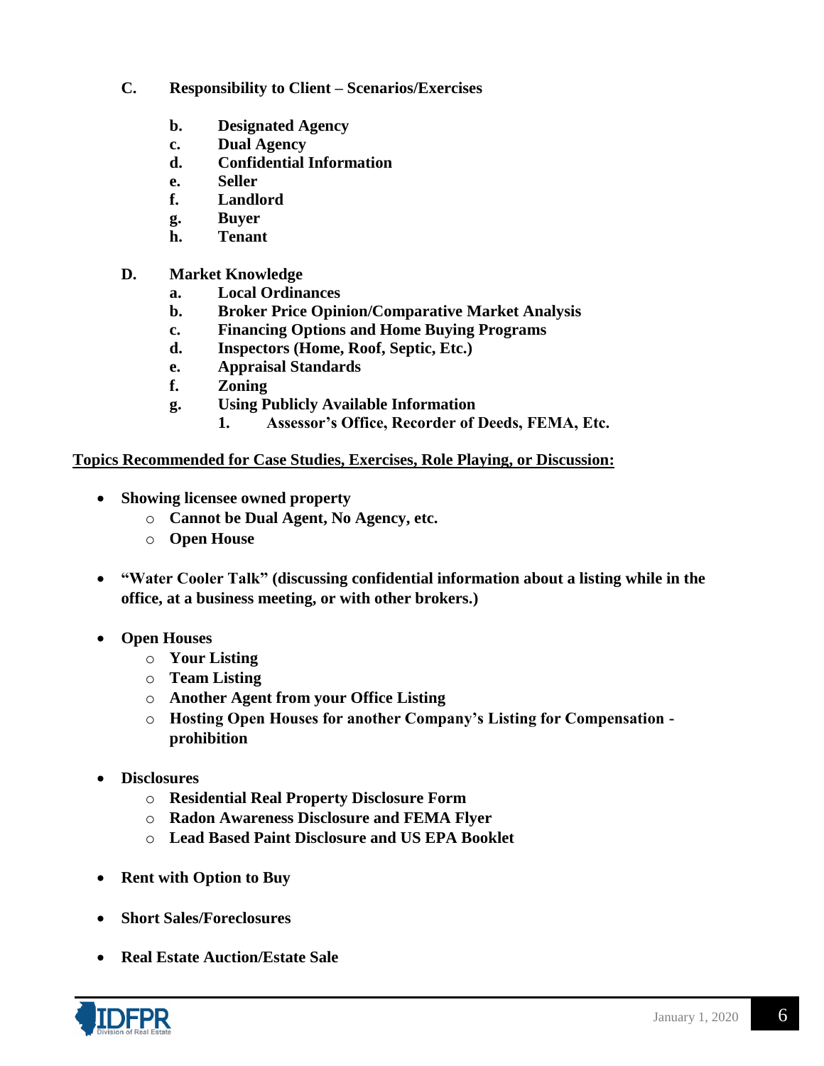**C. Responsibility to Client – Scenarios/Exercises**

- **b. Designated Agency**
- **c. Dual Agency**
- **d. Confidential Information**
- **e. Seller**
- **f. Landlord**
- **g. Buyer**
- **h. Tenant**

**D. Market Knowledge**

- **a. Local Ordinances**
- **b. Broker Price Opinion/Comparative Market Analysis**
- **c. Financing Options and Home Buying Programs**
- **d. Inspectors (Home, Roof, Septic, Etc.)**
- **e. Appraisal Standards**
- **f. Zoning**
- **g. Using Publicly Available Information**
  - **1. Assessor's Office, Recorder of Deeds, FEMA, Etc.**

**<u>Topics Recommended for Case Studies, Exercises, Role Playing, or Discussion:</u>**

- **Showing licensee owned property**
  - **Cannot be Dual Agent, No Agency, etc.**
  - **Open House**
- **"Water Cooler Talk" (discussing confidential information about a listing while in the office, at a business meeting, or with other brokers.)**
- **Open Houses**
  - **Your Listing**
  - **Team Listing**
  - **Another Agent from your Office Listing**
  - **Hosting Open Houses for another Company's Listing for Compensation - prohibition**
- **Disclosures**
  - **Residential Real Property Disclosure Form**
  - **Radon Awareness Disclosure and FEMA Flyer**
  - **Lead Based Paint Disclosure and US EPA Booklet**
- **Rent with Option to Buy**
- **Short Sales/Foreclosures**
- **Real Estate Auction/Estate Sale**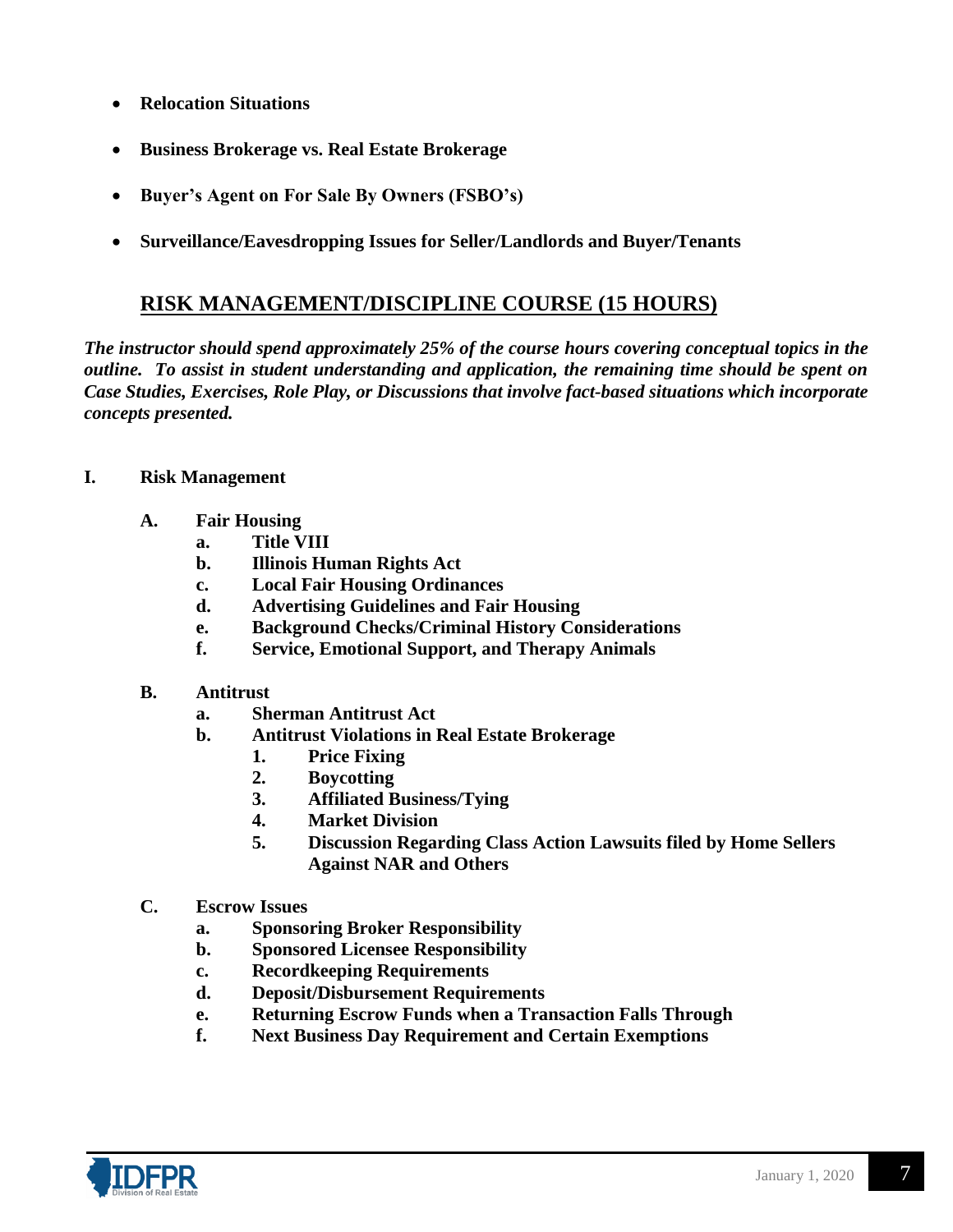- **Relocation Situations**

- **Business Brokerage vs. Real Estate Brokerage**

- **Buyer's Agent on For Sale By Owners (FSBO's)**

- **Surveillance/Eavesdropping Issues for Seller/Landlords and Buyer/Tenants**

## RISK MANAGEMENT/DISCIPLINE COURSE (15 HOURS)

***The instructor should spend approximately 25% of the course hours covering conceptual topics in the outline. To assist in student understanding and application, the remaining time should be spent on Case Studies, Exercises, Role Play, or Discussions that involve fact-based situations which incorporate concepts presented.***

**I. Risk Management**

- **A. Fair Housing**
  - **a. Title VIII**
  - **b. Illinois Human Rights Act**
  - **c. Local Fair Housing Ordinances**
  - **d. Advertising Guidelines and Fair Housing**
  - **e. Background Checks/Criminal History Considerations**
  - **f. Service, Emotional Support, and Therapy Animals**

- **B. Antitrust**
  - **a. Sherman Antitrust Act**
  - **b. Antitrust Violations in Real Estate Brokerage**
    - **1. Price Fixing**
    - **2. Boycotting**
    - **3. Affiliated Business/Tying**
    - **4. Market Division**
    - **5. Discussion Regarding Class Action Lawsuits filed by Home Sellers Against NAR and Others**

- **C. Escrow Issues**
  - **a. Sponsoring Broker Responsibility**
  - **b. Sponsored Licensee Responsibility**
  - **c. Recordkeeping Requirements**
  - **d. Deposit/Disbursement Requirements**
  - **e. Returning Escrow Funds when a Transaction Falls Through**
  - **f. Next Business Day Requirement and Certain Exemptions**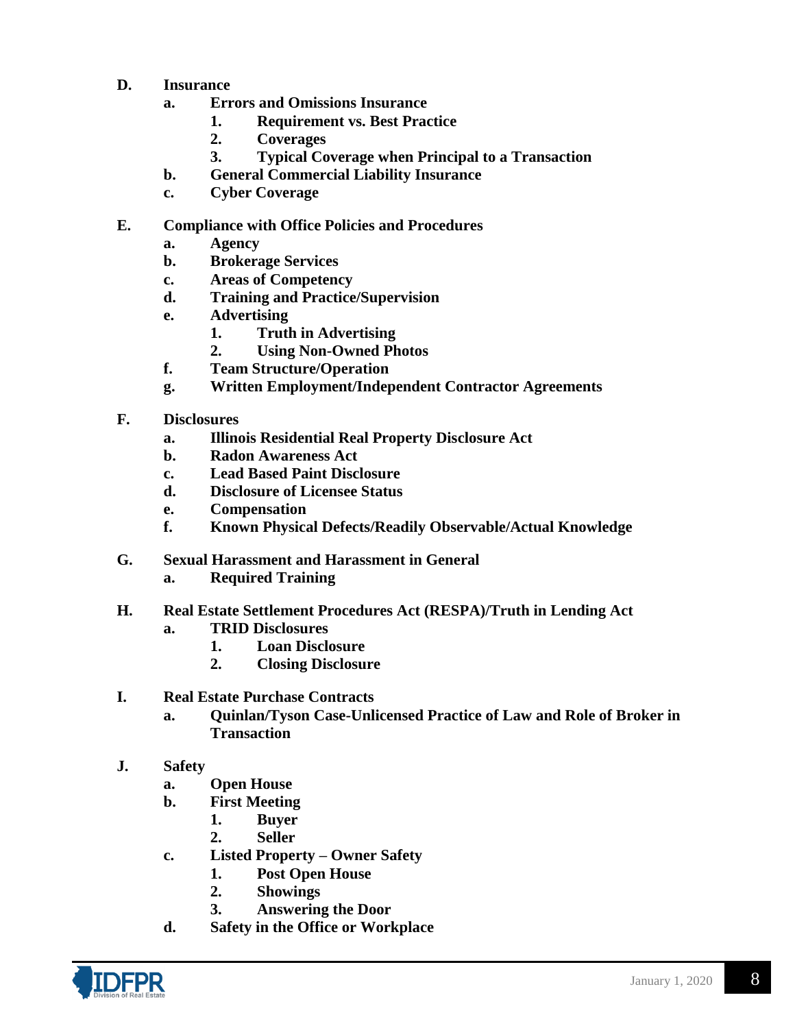- **D. Insurance**
  - **a. Errors and Omissions Insurance**
    - **1. Requirement vs. Best Practice**
    - **2. Coverages**
    - **3. Typical Coverage when Principal to a Transaction**
  - **b. General Commercial Liability Insurance**
  - **c. Cyber Coverage**

- **E. Compliance with Office Policies and Procedures**
  - **a. Agency**
  - **b. Brokerage Services**
  - **c. Areas of Competency**
  - **d. Training and Practice/Supervision**
  - **e. Advertising**
    - **1. Truth in Advertising**
    - **2. Using Non-Owned Photos**
  - **f. Team Structure/Operation**
  - **g. Written Employment/Independent Contractor Agreements**

- **F. Disclosures**
  - **a. Illinois Residential Real Property Disclosure Act**
  - **b. Radon Awareness Act**
  - **c. Lead Based Paint Disclosure**
  - **d. Disclosure of Licensee Status**
  - **e. Compensation**
  - **f. Known Physical Defects/Readily Observable/Actual Knowledge**

- **G. Sexual Harassment and Harassment in General**
  - **a. Required Training**

- **H. Real Estate Settlement Procedures Act (RESPA)/Truth in Lending Act**
  - **a. TRID Disclosures**
    - **1. Loan Disclosure**
    - **2. Closing Disclosure**

- **I. Real Estate Purchase Contracts**
  - **a. Quinlan/Tyson Case-Unlicensed Practice of Law and Role of Broker in Transaction**

- **J. Safety**
  - **a. Open House**
  - **b. First Meeting**
    - **1. Buyer**
    - **2. Seller**
  - **c. Listed Property – Owner Safety**
    - **1. Post Open House**
    - **2. Showings**
    - **3. Answering the Door**
  - **d. Safety in the Office or Workplace**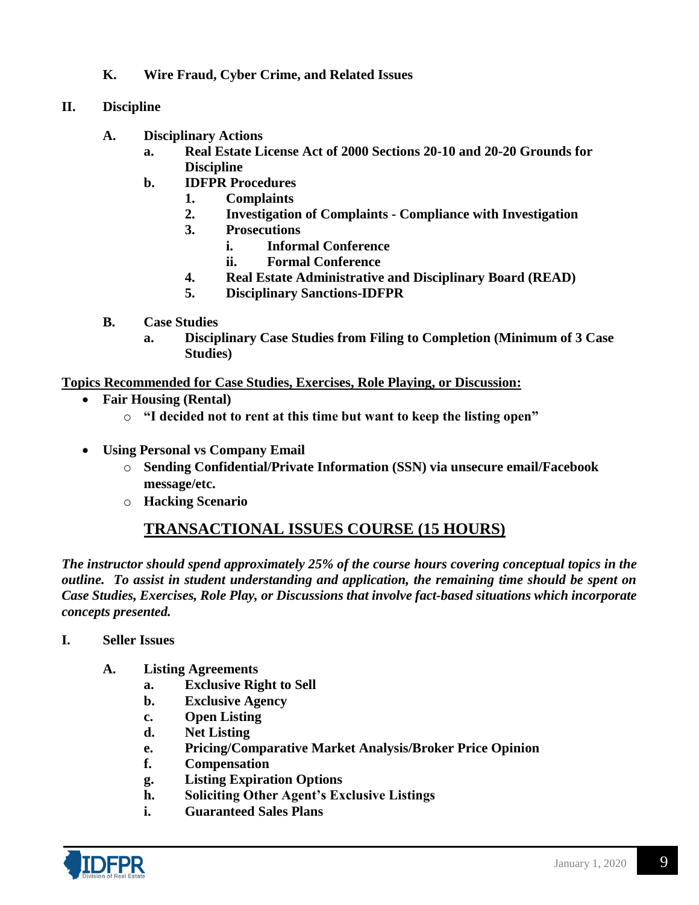**K. Wire Fraud, Cyber Crime, and Related Issues**

**II. Discipline**

**A. Disciplinary Actions**
- **a. Real Estate License Act of 2000 Sections 20-10 and 20-20 Grounds for Discipline**
- **b. IDFPR Procedures**
  - **1. Complaints**
  - **2. Investigation of Complaints - Compliance with Investigation**
  - **3. Prosecutions**
    - **i. Informal Conference**
    - **ii. Formal Conference**
  - **4. Real Estate Administrative and Disciplinary Board (READ)**
  - **5. Disciplinary Sanctions-IDFPR**

**B. Case Studies**
- **a. Disciplinary Case Studies from Filing to Completion (Minimum of 3 Case Studies)**

**Topics Recommended for Case Studies, Exercises, Role Playing, or Discussion:**

- **Fair Housing (Rental)**
  - **"I decided not to rent at this time but want to keep the listing open"**
- **Using Personal vs Company Email**
  - **Sending Confidential/Private Information (SSN) via unsecure email/Facebook message/etc.**
  - **Hacking Scenario**

## TRANSACTIONAL ISSUES COURSE (15 HOURS)

***The instructor should spend approximately 25% of the course hours covering conceptual topics in the outline. To assist in student understanding and application, the remaining time should be spent on Case Studies, Exercises, Role Play, or Discussions that involve fact-based situations which incorporate concepts presented.***

**I. Seller Issues**

**A. Listing Agreements**
- **a. Exclusive Right to Sell**
- **b. Exclusive Agency**
- **c. Open Listing**
- **d. Net Listing**
- **e. Pricing/Comparative Market Analysis/Broker Price Opinion**
- **f. Compensation**
- **g. Listing Expiration Options**
- **h. Soliciting Other Agent's Exclusive Listings**
- **i. Guaranteed Sales Plans**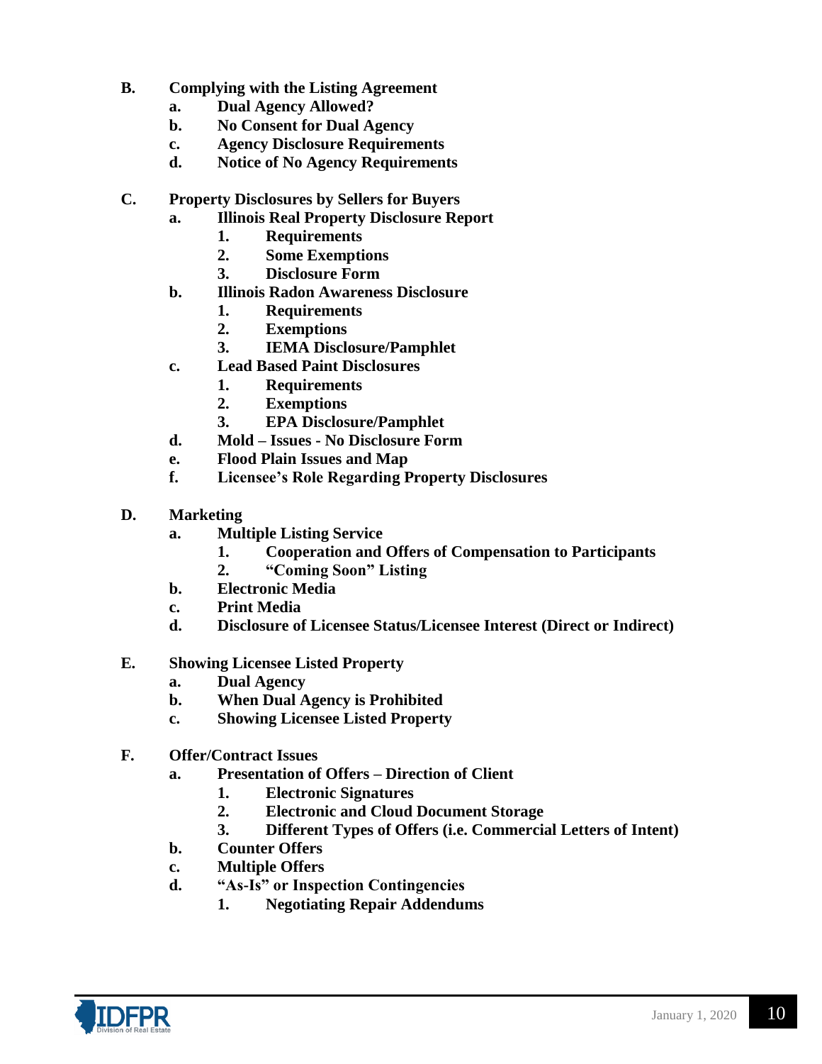**B. Complying with the Listing Agreement**

- **a. Dual Agency Allowed?**
- **b. No Consent for Dual Agency**
- **c. Agency Disclosure Requirements**
- **d. Notice of No Agency Requirements**

**C. Property Disclosures by Sellers for Buyers**

- **a. Illinois Real Property Disclosure Report**
  - **1. Requirements**
  - **2. Some Exemptions**
  - **3. Disclosure Form**
- **b. Illinois Radon Awareness Disclosure**
  - **1. Requirements**
  - **2. Exemptions**
  - **3. IEMA Disclosure/Pamphlet**
- **c. Lead Based Paint Disclosures**
  - **1. Requirements**
  - **2. Exemptions**
  - **3. EPA Disclosure/Pamphlet**
- **d. Mold – Issues - No Disclosure Form**
- **e. Flood Plain Issues and Map**
- **f. Licensee's Role Regarding Property Disclosures**

**D. Marketing**

- **a. Multiple Listing Service**
  - **1. Cooperation and Offers of Compensation to Participants**
  - **2. "Coming Soon" Listing**
- **b. Electronic Media**
- **c. Print Media**
- **d. Disclosure of Licensee Status/Licensee Interest (Direct or Indirect)**

**E. Showing Licensee Listed Property**

- **a. Dual Agency**
- **b. When Dual Agency is Prohibited**
- **c. Showing Licensee Listed Property**

**F. Offer/Contract Issues**

- **a. Presentation of Offers – Direction of Client**
  - **1. Electronic Signatures**
  - **2. Electronic and Cloud Document Storage**
  - **3. Different Types of Offers (i.e. Commercial Letters of Intent)**
- **b. Counter Offers**
- **c. Multiple Offers**
- **d. "As-Is" or Inspection Contingencies**
  - **1. Negotiating Repair Addendums**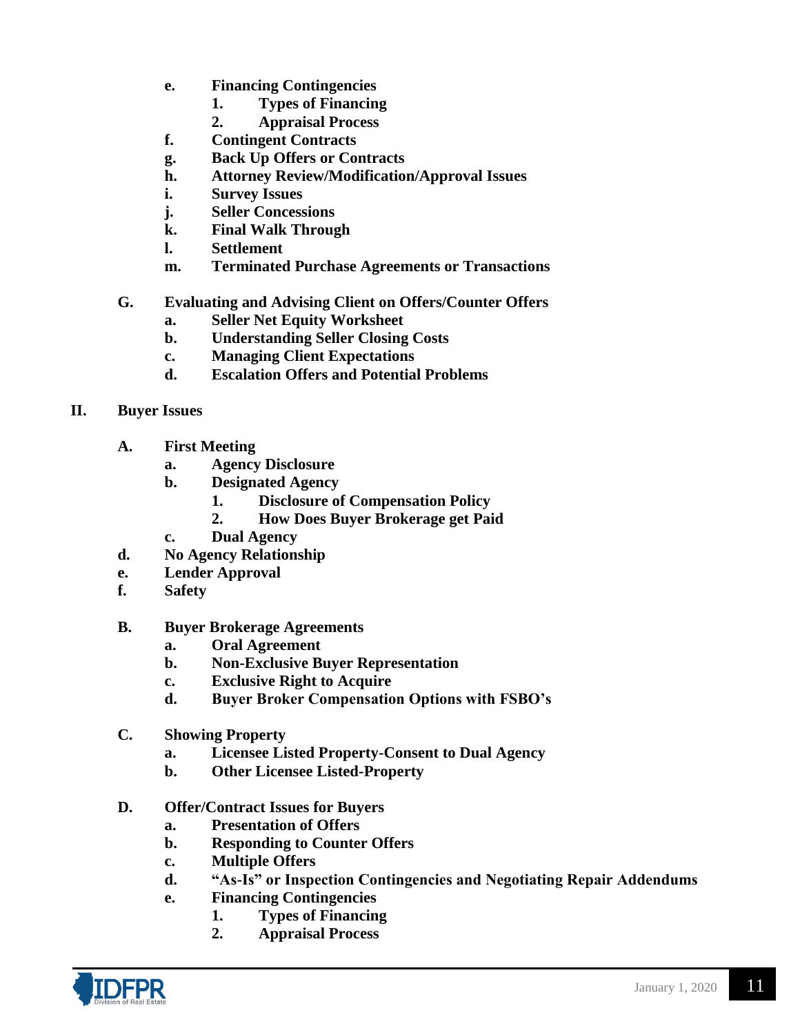- **e. Financing Contingencies**
  - **1. Types of Financing**
  - **2. Appraisal Process**
- **f. Contingent Contracts**
- **g. Back Up Offers or Contracts**
- **h. Attorney Review/Modification/Approval Issues**
- **i. Survey Issues**
- **j. Seller Concessions**
- **k. Final Walk Through**
- **l. Settlement**
- **m. Terminated Purchase Agreements or Transactions**

**G. Evaluating and Advising Client on Offers/Counter Offers**

- **a. Seller Net Equity Worksheet**
- **b. Understanding Seller Closing Costs**
- **c. Managing Client Expectations**
- **d. Escalation Offers and Potential Problems**

## II. Buyer Issues

**A. First Meeting**

- **a. Agency Disclosure**
- **b. Designated Agency**
  - **1. Disclosure of Compensation Policy**
  - **2. How Does Buyer Brokerage get Paid**
- **c. Dual Agency**

**d. No Agency Relationship**

**e. Lender Approval**

**f. Safety**

**B. Buyer Brokerage Agreements**

- **a. Oral Agreement**
- **b. Non-Exclusive Buyer Representation**
- **c. Exclusive Right to Acquire**
- **d. Buyer Broker Compensation Options with FSBO's**

**C. Showing Property**

- **a. Licensee Listed Property-Consent to Dual Agency**
- **b. Other Licensee Listed-Property**

**D. Offer/Contract Issues for Buyers**

- **a. Presentation of Offers**
- **b. Responding to Counter Offers**
- **c. Multiple Offers**
- **d. "As-Is" or Inspection Contingencies and Negotiating Repair Addendums**
- **e. Financing Contingencies**
  - **1. Types of Financing**
  - **2. Appraisal Process**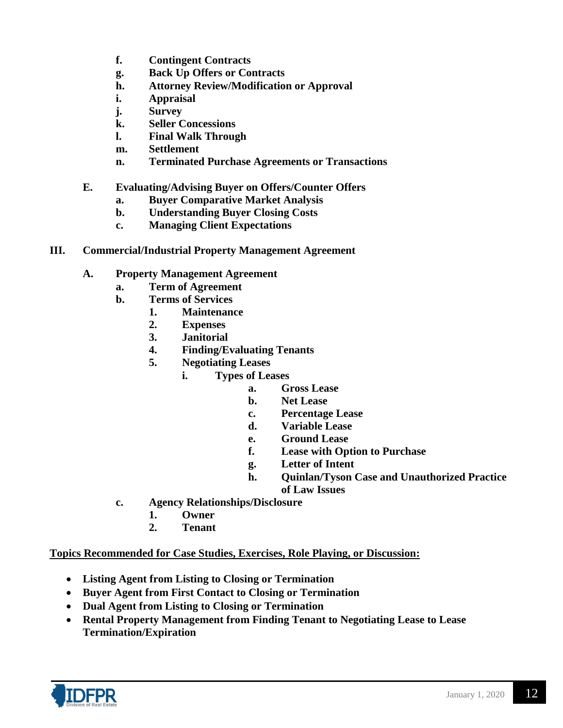- **f. Contingent Contracts**
- **g. Back Up Offers or Contracts**
- **h. Attorney Review/Modification or Approval**
- **i. Appraisal**
- **j. Survey**
- **k. Seller Concessions**
- **l. Final Walk Through**
- **m. Settlement**
- **n. Terminated Purchase Agreements or Transactions**

**E. Evaluating/Advising Buyer on Offers/Counter Offers**

- **a. Buyer Comparative Market Analysis**
- **b. Understanding Buyer Closing Costs**
- **c. Managing Client Expectations**

**III. Commercial/Industrial Property Management Agreement**

**A. Property Management Agreement**

- **a. Term of Agreement**
- **b. Terms of Services**
  - **1. Maintenance**
  - **2. Expenses**
  - **3. Janitorial**
  - **4. Finding/Evaluating Tenants**
  - **5. Negotiating Leases**
    - **i. Types of Leases**
      - **a. Gross Lease**
      - **b. Net Lease**
      - **c. Percentage Lease**
      - **d. Variable Lease**
      - **e. Ground Lease**
      - **f. Lease with Option to Purchase**
      - **g. Letter of Intent**
      - **h. Quinlan/Tyson Case and Unauthorized Practice of Law Issues**
- **c. Agency Relationships/Disclosure**
  - **1. Owner**
  - **2. Tenant**

**Topics Recommended for Case Studies, Exercises, Role Playing, or Discussion:**

- **Listing Agent from Listing to Closing or Termination**
- **Buyer Agent from First Contact to Closing or Termination**
- **Dual Agent from Listing to Closing or Termination**
- **Rental Property Management from Finding Tenant to Negotiating Lease to Lease Termination/Expiration**